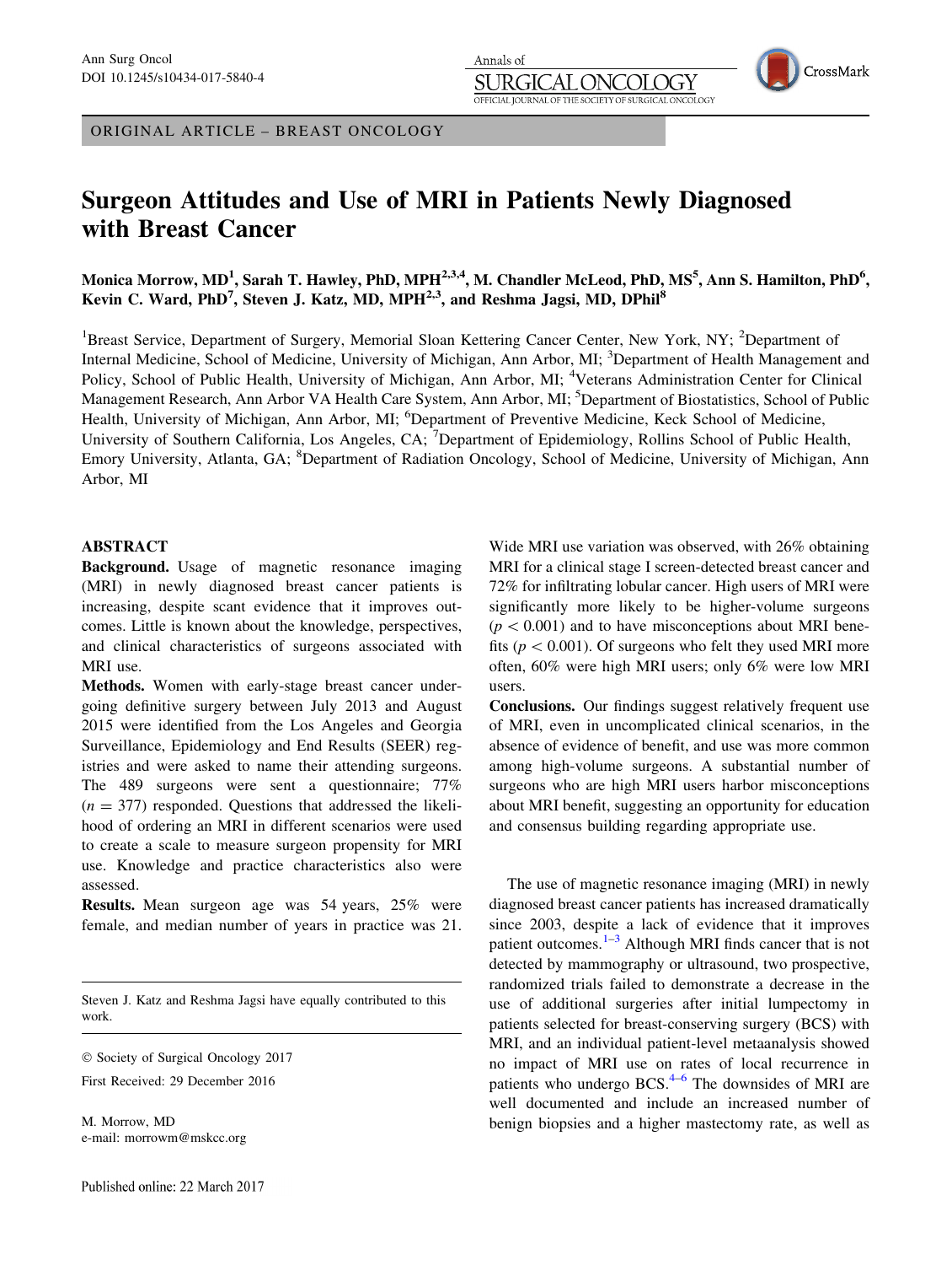ORIGINAL ARTICLE – BREAST ONCOLOGY

# Surgeon Attitudes and Use of MRI in Patients Newly Diagnosed with Breast Cancer

**Monica Morrow, MD[1], Sarah T. Hawley, PhD, MPH[2,3,4], M. Chandler McLeod, PhD, MS[5], Ann S. Hamilton, PhD[6], Kevin C. Ward, PhD[7], Steven J. Katz, MD, MPH[2,3], and Reshma Jagsi, MD, DPhil[8]**

[1]Breast Service, Department of Surgery, Memorial Sloan Kettering Cancer Center, New York, NY; [2]Department of Internal Medicine, School of Medicine, University of Michigan, Ann Arbor, MI; [3]Department of Health Management and Policy, School of Public Health, University of Michigan, Ann Arbor, MI; [4]Veterans Administration Center for Clinical Management Research, Ann Arbor VA Health Care System, Ann Arbor, MI; [5]Department of Biostatistics, School of Public Health, University of Michigan, Ann Arbor, MI; [6]Department of Preventive Medicine, Keck School of Medicine, University of Southern California, Los Angeles, CA; [7]Department of Epidemiology, Rollins School of Public Health, Emory University, Atlanta, GA; [8]Department of Radiation Oncology, School of Medicine, University of Michigan, Ann Arbor, MI

## ABSTRACT

**Background.** Usage of magnetic resonance imaging (MRI) in newly diagnosed breast cancer patients is increasing, despite scant evidence that it improves outcomes. Little is known about the knowledge, perspectives, and clinical characteristics of surgeons associated with MRI use.

**Methods.** Women with early-stage breast cancer undergoing definitive surgery between July 2013 and August 2015 were identified from the Los Angeles and Georgia Surveillance, Epidemiology and End Results (SEER) registries and were asked to name their attending surgeons. The 489 surgeons were sent a questionnaire; 77% ($n = 377$) responded. Questions that addressed the likelihood of ordering an MRI in different scenarios were used to create a scale to measure surgeon propensity for MRI use. Knowledge and practice characteristics also were assessed.

**Results.** Mean surgeon age was 54 years, 25% were female, and median number of years in practice was 21. Wide MRI use variation was observed, with 26% obtaining MRI for a clinical stage I screen-detected breast cancer and 72% for infiltrating lobular cancer. High users of MRI were significantly more likely to be higher-volume surgeons ($p < 0.001$) and to have misconceptions about MRI benefits ($p < 0.001$). Of surgeons who felt they used MRI more often, 60% were high MRI users; only 6% were low MRI users.

**Conclusions.** Our findings suggest relatively frequent use of MRI, even in uncomplicated clinical scenarios, in the absence of evidence of benefit, and use was more common among high-volume surgeons. A substantial number of surgeons who are high MRI users harbor misconceptions about MRI benefit, suggesting an opportunity for education and consensus building regarding appropriate use.

Steven J. Katz and Reshma Jagsi have equally contributed to this work.

© Society of Surgical Oncology 2017

First Received: 29 December 2016

M. Morrow, MD
e-mail: morrowm@mskcc.org

Published online: 22 March 2017

The use of magnetic resonance imaging (MRI) in newly diagnosed breast cancer patients has increased dramatically since 2003, despite a lack of evidence that it improves patient outcomes.[1–3] Although MRI finds cancer that is not detected by mammography or ultrasound, two prospective, randomized trials failed to demonstrate a decrease in the use of additional surgeries after initial lumpectomy in patients selected for breast-conserving surgery (BCS) with MRI, and an individual patient-level metaanalysis showed no impact of MRI use on rates of local recurrence in patients who undergo BCS.[4–6] The downsides of MRI are well documented and include an increased number of benign biopsies and a higher mastectomy rate, as well as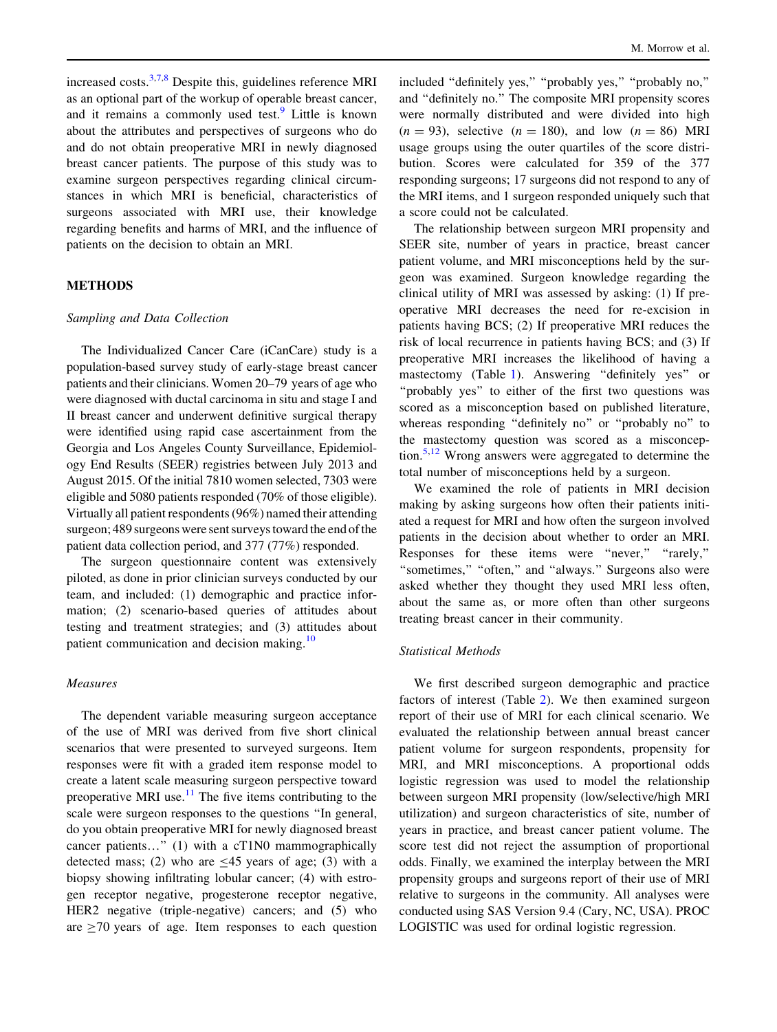increased costs.[3,7,8] Despite this, guidelines reference MRI as an optional part of the workup of operable breast cancer, and it remains a commonly used test.[9] Little is known about the attributes and perspectives of surgeons who do and do not obtain preoperative MRI in newly diagnosed breast cancer patients. The purpose of this study was to examine surgeon perspectives regarding clinical circumstances in which MRI is beneficial, characteristics of surgeons associated with MRI use, their knowledge regarding benefits and harms of MRI, and the influence of patients on the decision to obtain an MRI.

## METHODS

### *Sampling and Data Collection*

The Individualized Cancer Care (iCanCare) study is a population-based survey study of early-stage breast cancer patients and their clinicians. Women 20–79 years of age who were diagnosed with ductal carcinoma in situ and stage I and II breast cancer and underwent definitive surgical therapy were identified using rapid case ascertainment from the Georgia and Los Angeles County Surveillance, Epidemiology End Results (SEER) registries between July 2013 and August 2015. Of the initial 7810 women selected, 7303 were eligible and 5080 patients responded (70% of those eligible). Virtually all patient respondents (96%) named their attending surgeon; 489 surgeons were sent surveys toward the end of the patient data collection period, and 377 (77%) responded.

The surgeon questionnaire content was extensively piloted, as done in prior clinician surveys conducted by our team, and included: (1) demographic and practice information; (2) scenario-based queries of attitudes about testing and treatment strategies; and (3) attitudes about patient communication and decision making.[10]

### *Measures*

The dependent variable measuring surgeon acceptance of the use of MRI was derived from five short clinical scenarios that were presented to surveyed surgeons. Item responses were fit with a graded item response model to create a latent scale measuring surgeon perspective toward preoperative MRI use.[11] The five items contributing to the scale were surgeon responses to the questions "In general, do you obtain preoperative MRI for newly diagnosed breast cancer patients…" (1) with a cT1N0 mammographically detected mass; (2) who are $\leq 45$ years of age; (3) with a biopsy showing infiltrating lobular cancer; (4) with estrogen receptor negative, progesterone receptor negative, HER2 negative (triple-negative) cancers; and (5) who are $\geq 70$ years of age. Item responses to each question included "definitely yes," "probably yes," "probably no," and "definitely no." The composite MRI propensity scores were normally distributed and were divided into high ($n = 93$), selective ($n = 180$), and low ($n = 86$) MRI usage groups using the outer quartiles of the score distribution. Scores were calculated for 359 of the 377 responding surgeons; 17 surgeons did not respond to any of the MRI items, and 1 surgeon responded uniquely such that a score could not be calculated.

The relationship between surgeon MRI propensity and SEER site, number of years in practice, breast cancer patient volume, and MRI misconceptions held by the surgeon was examined. Surgeon knowledge regarding the clinical utility of MRI was assessed by asking: (1) If preoperative MRI decreases the need for re-excision in patients having BCS; (2) If preoperative MRI reduces the risk of local recurrence in patients having BCS; and (3) If preoperative MRI increases the likelihood of having a mastectomy (Table 1). Answering "definitely yes" or "probably yes" to either of the first two questions was scored as a misconception based on published literature, whereas responding "definitely no" or "probably no" to the mastectomy question was scored as a misconception.[5,12] Wrong answers were aggregated to determine the total number of misconceptions held by a surgeon.

We examined the role of patients in MRI decision making by asking surgeons how often their patients initiated a request for MRI and how often the surgeon involved patients in the decision about whether to order an MRI. Responses for these items were "never," "rarely," "sometimes," "often," and "always." Surgeons also were asked whether they thought they used MRI less often, about the same as, or more often than other surgeons treating breast cancer in their community.

### *Statistical Methods*

We first described surgeon demographic and practice factors of interest (Table 2). We then examined surgeon report of their use of MRI for each clinical scenario. We evaluated the relationship between annual breast cancer patient volume for surgeon respondents, propensity for MRI, and MRI misconceptions. A proportional odds logistic regression was used to model the relationship between surgeon MRI propensity (low/selective/high MRI utilization) and surgeon characteristics of site, number of years in practice, and breast cancer patient volume. The score test did not reject the assumption of proportional odds. Finally, we examined the interplay between the MRI propensity groups and surgeons report of their use of MRI relative to surgeons in the community. All analyses were conducted using SAS Version 9.4 (Cary, NC, USA). PROC LOGISTIC was used for ordinal logistic regression.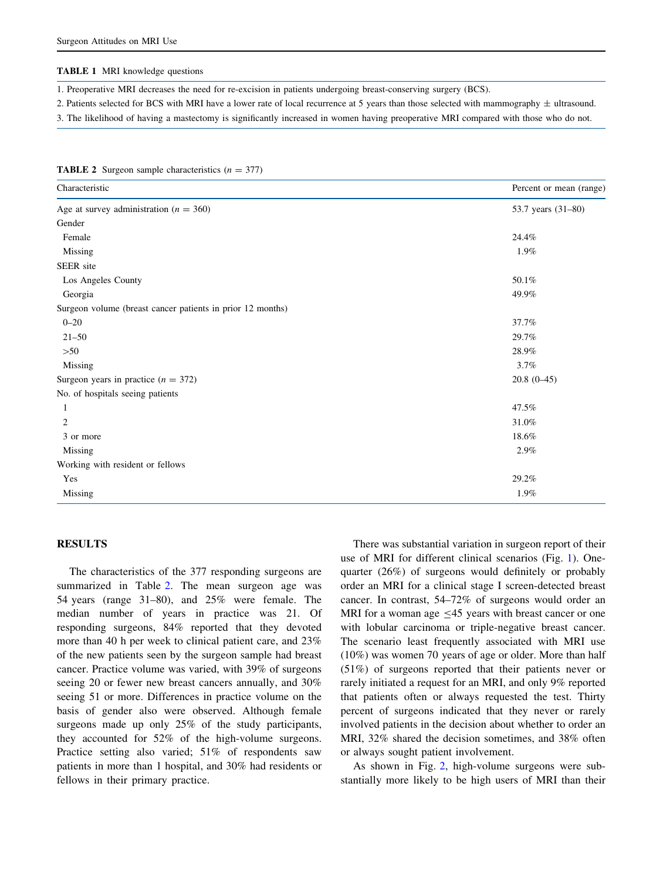**TABLE 1** MRI knowledge questions

|  |
|---|
| 1. Preoperative MRI decreases the need for re-excision in patients undergoing breast-conserving surgery (BCS). |
| 2. Patients selected for BCS with MRI have a lower rate of local recurrence at 5 years than those selected with mammography ± ultrasound. |
| 3. The likelihood of having a mastectomy is significantly increased in women having preoperative MRI compared with those who do not. |

**TABLE 2** Surgeon sample characteristics ($n$ = 377)

| Characteristic | Percent or mean (range) |
|---|---|
| Age at survey administration ($n$ = 360) | 53.7 years (31–80) |
| Gender | |
| Female | 24.4% |
| Missing | 1.9% |
| SEER site | |
| Los Angeles County | 50.1% |
| Georgia | 49.9% |
| Surgeon volume (breast cancer patients in prior 12 months) | |
| 0–20 | 37.7% |
| 21–50 | 29.7% |
| >50 | 28.9% |
| Missing | 3.7% |
| Surgeon years in practice ($n$ = 372) | 20.8 (0–45) |
| No. of hospitals seeing patients | |
| 1 | 47.5% |
| 2 | 31.0% |
| 3 or more | 18.6% |
| Missing | 2.9% |
| Working with resident or fellows | |
| Yes | 29.2% |
| Missing | 1.9% |

## RESULTS

The characteristics of the 377 responding surgeons are summarized in Table 2. The mean surgeon age was 54 years (range 31–80), and 25% were female. The median number of years in practice was 21. Of responding surgeons, 84% reported that they devoted more than 40 h per week to clinical patient care, and 23% of the new patients seen by the surgeon sample had breast cancer. Practice volume was varied, with 39% of surgeons seeing 20 or fewer new breast cancers annually, and 30% seeing 51 or more. Differences in practice volume on the basis of gender also were observed. Although female surgeons made up only 25% of the study participants, they accounted for 52% of the high-volume surgeons. Practice setting also varied; 51% of respondents saw patients in more than 1 hospital, and 30% had residents or fellows in their primary practice.

There was substantial variation in surgeon report of their use of MRI for different clinical scenarios (Fig. 1). One-quarter (26%) of surgeons would definitely or probably order an MRI for a clinical stage I screen-detected breast cancer. In contrast, 54–72% of surgeons would order an MRI for a woman age ≤45 years with breast cancer or one with lobular carcinoma or triple-negative breast cancer. The scenario least frequently associated with MRI use (10%) was women 70 years of age or older. More than half (51%) of surgeons reported that their patients never or rarely initiated a request for an MRI, and only 9% reported that patients often or always requested the test. Thirty percent of surgeons indicated that they never or rarely involved patients in the decision about whether to order an MRI, 32% shared the decision sometimes, and 38% often or always sought patient involvement.

As shown in Fig. 2, high-volume surgeons were substantially more likely to be high users of MRI than their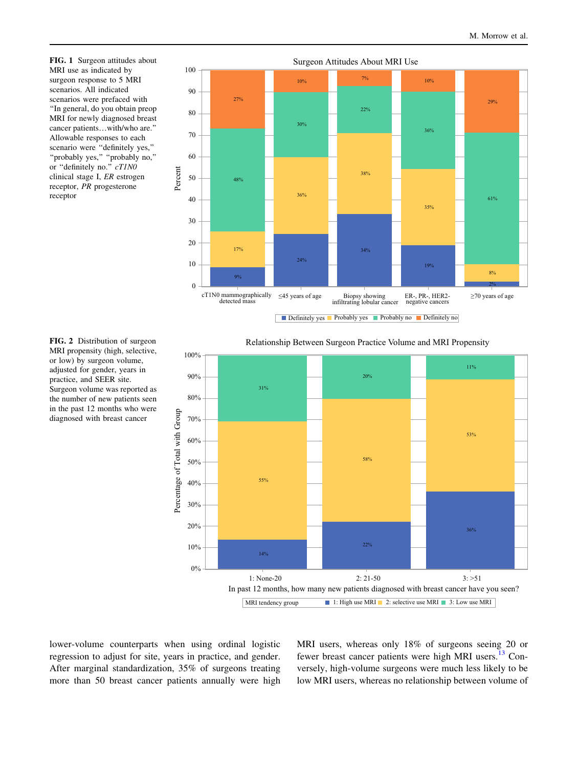**FIG. 1** Surgeon attitudes about MRI use as indicated by surgeon response to 5 MRI scenarios. All indicated scenarios were prefaced with "In general, do you obtain preop MRI for newly diagnosed breast cancer patients…with/who are." Allowable responses to each scenario were "definitely yes," "probably yes," "probably no," or "definitely no." *cT1N0* clinical stage I, *ER* estrogen receptor, *PR* progesterone receptor

**FIG. 2** Distribution of surgeon MRI propensity (high, selective, or low) by surgeon volume, adjusted for gender, years in practice, and SEER site. Surgeon volume was reported as the number of new patients seen in the past 12 months who were diagnosed with breast cancer

lower-volume counterparts when using ordinal logistic regression to adjust for site, years in practice, and gender. After marginal standardization, 35% of surgeons treating more than 50 breast cancer patients annually were high MRI users, whereas only 18% of surgeons seeing 20 or fewer breast cancer patients were high MRI users.[13] Conversely, high-volume surgeons were much less likely to be low MRI users, whereas no relationship between volume of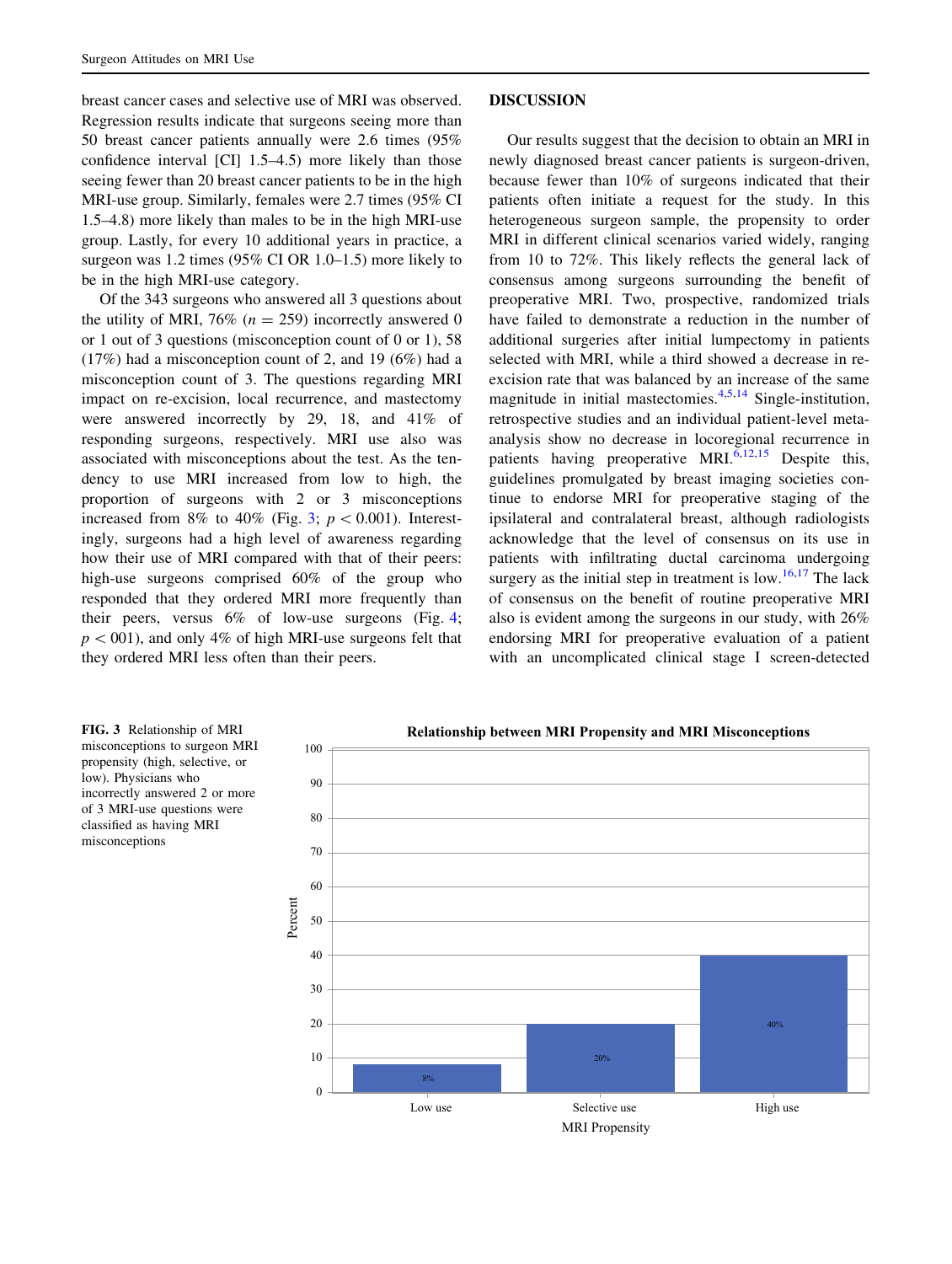breast cancer cases and selective use of MRI was observed. Regression results indicate that surgeons seeing more than 50 breast cancer patients annually were 2.6 times (95% confidence interval [CI] 1.5–4.5) more likely than those seeing fewer than 20 breast cancer patients to be in the high MRI-use group. Similarly, females were 2.7 times (95% CI 1.5–4.8) more likely than males to be in the high MRI-use group. Lastly, for every 10 additional years in practice, a surgeon was 1.2 times (95% CI OR 1.0–1.5) more likely to be in the high MRI-use category.

Of the 343 surgeons who answered all 3 questions about the utility of MRI, 76% ($n = 259$) incorrectly answered 0 or 1 out of 3 questions (misconception count of 0 or 1), 58 (17%) had a misconception count of 2, and 19 (6%) had a misconception count of 3. The questions regarding MRI impact on re-excision, local recurrence, and mastectomy were answered incorrectly by 29, 18, and 41% of responding surgeons, respectively. MRI use also was associated with misconceptions about the test. As the tendency to use MRI increased from low to high, the proportion of surgeons with 2 or 3 misconceptions increased from 8% to 40% (Fig. 3; $p < 0.001$). Interestingly, surgeons had a high level of awareness regarding how their use of MRI compared with that of their peers: high-use surgeons comprised 60% of the group who responded that they ordered MRI more frequently than their peers, versus 6% of low-use surgeons (Fig. 4; $p <$ 001), and only 4% of high MRI-use surgeons felt that they ordered MRI less often than their peers.

## DISCUSSION

Our results suggest that the decision to obtain an MRI in newly diagnosed breast cancer patients is surgeon-driven, because fewer than 10% of surgeons indicated that their patients often initiate a request for the study. In this heterogeneous surgeon sample, the propensity to order MRI in different clinical scenarios varied widely, ranging from 10 to 72%. This likely reflects the general lack of consensus among surgeons surrounding the benefit of preoperative MRI. Two, prospective, randomized trials have failed to demonstrate a reduction in the number of additional surgeries after initial lumpectomy in patients selected with MRI, while a third showed a decrease in re-excision rate that was balanced by an increase of the same magnitude in initial mastectomies.[4,5,14] Single-institution, retrospective studies and an individual patient-level meta-analysis show no decrease in locoregional recurrence in patients having preoperative MRI.[6,12,15] Despite this, guidelines promulgated by breast imaging societies continue to endorse MRI for preoperative staging of the ipsilateral and contralateral breast, although radiologists acknowledge that the level of consensus on its use in patients with infiltrating ductal carcinoma undergoing surgery as the initial step in treatment is low.[16,17] The lack of consensus on the benefit of routine preoperative MRI also is evident among the surgeons in our study, with 26% endorsing MRI for preoperative evaluation of a patient with an uncomplicated clinical stage I screen-detected

**Relationship between MRI Propensity and MRI Misconceptions**

| MRI Propensity | Percent |
|---|---|
| Low use | 8% |
| Selective use | 20% |
| High use | 40% |

**FIG. 3** Relationship of MRI misconceptions to surgeon MRI propensity (high, selective, or low). Physicians who incorrectly answered 2 or more of 3 MRI-use questions were classified as having MRI misconceptions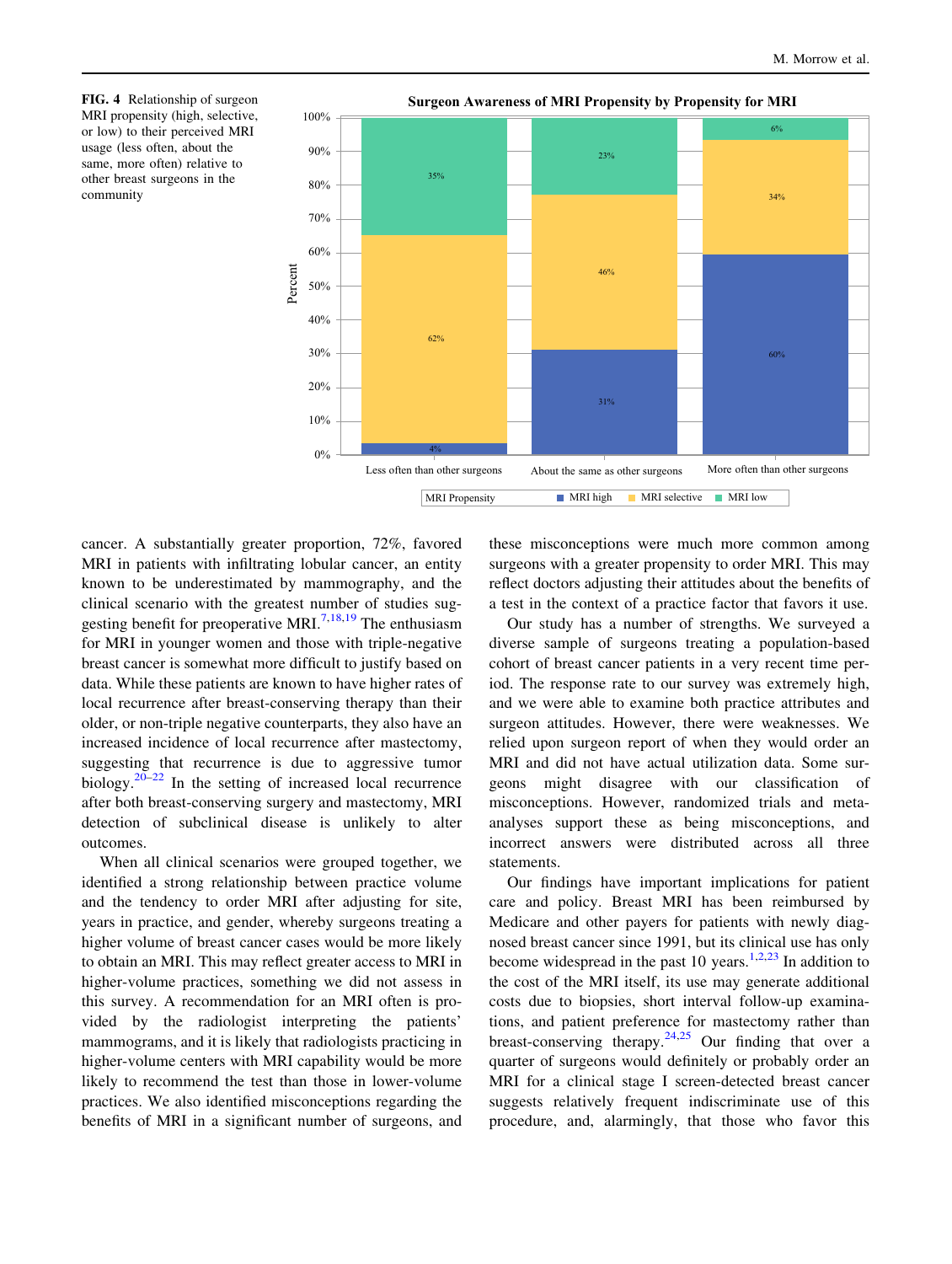**FIG. 4** Relationship of surgeon MRI propensity (high, selective, or low) to their perceived MRI usage (less often, about the same, more often) relative to other breast surgeons in the community

cancer. A substantially greater proportion, 72%, favored MRI in patients with infiltrating lobular cancer, an entity known to be underestimated by mammography, and the clinical scenario with the greatest number of studies suggesting benefit for preoperative MRI.[7,18,19] The enthusiasm for MRI in younger women and those with triple-negative breast cancer is somewhat more difficult to justify based on data. While these patients are known to have higher rates of local recurrence after breast-conserving therapy than their older, or non-triple negative counterparts, they also have an increased incidence of local recurrence after mastectomy, suggesting that recurrence is due to aggressive tumor biology.[20–22] In the setting of increased local recurrence after both breast-conserving surgery and mastectomy, MRI detection of subclinical disease is unlikely to alter outcomes.

When all clinical scenarios were grouped together, we identified a strong relationship between practice volume and the tendency to order MRI after adjusting for site, years in practice, and gender, whereby surgeons treating a higher volume of breast cancer cases would be more likely to obtain an MRI. This may reflect greater access to MRI in higher-volume practices, something we did not assess in this survey. A recommendation for an MRI often is provided by the radiologist interpreting the patients' mammograms, and it is likely that radiologists practicing in higher-volume centers with MRI capability would be more likely to recommend the test than those in lower-volume practices. We also identified misconceptions regarding the benefits of MRI in a significant number of surgeons, and these misconceptions were much more common among surgeons with a greater propensity to order MRI. This may reflect doctors adjusting their attitudes about the benefits of a test in the context of a practice factor that favors it use.

Our study has a number of strengths. We surveyed a diverse sample of surgeons treating a population-based cohort of breast cancer patients in a very recent time period. The response rate to our survey was extremely high, and we were able to examine both practice attributes and surgeon attitudes. However, there were weaknesses. We relied upon surgeon report of when they would order an MRI and did not have actual utilization data. Some surgeons might disagree with our classification of misconceptions. However, randomized trials and meta-analyses support these as being misconceptions, and incorrect answers were distributed across all three statements.

Our findings have important implications for patient care and policy. Breast MRI has been reimbursed by Medicare and other payers for patients with newly diagnosed breast cancer since 1991, but its clinical use has only become widespread in the past 10 years.[1,2,23] In addition to the cost of the MRI itself, its use may generate additional costs due to biopsies, short interval follow-up examinations, and patient preference for mastectomy rather than breast-conserving therapy.[24,25] Our finding that over a quarter of surgeons would definitely or probably order an MRI for a clinical stage I screen-detected breast cancer suggests relatively frequent indiscriminate use of this procedure, and, alarmingly, that those who favor this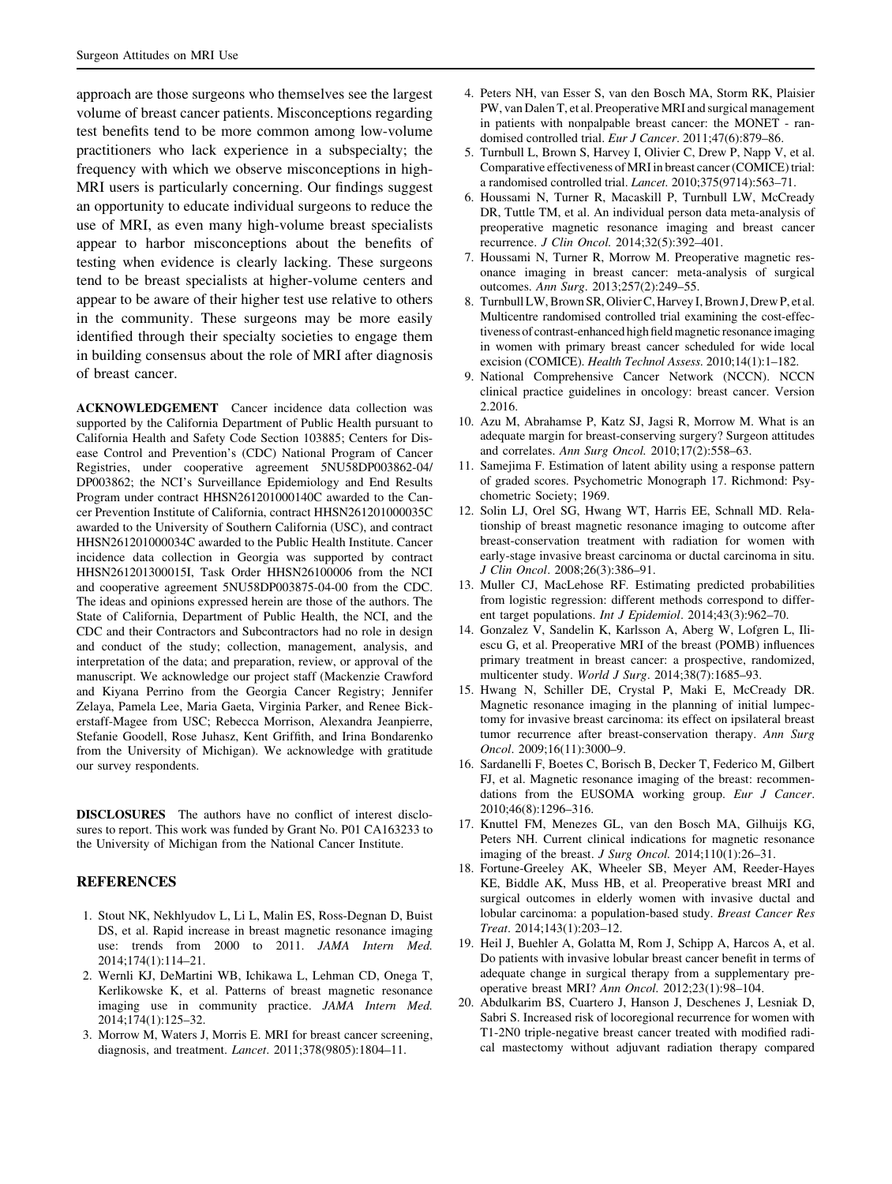approach are those surgeons who themselves see the largest volume of breast cancer patients. Misconceptions regarding test benefits tend to be more common among low-volume practitioners who lack experience in a subspecialty; the frequency with which we observe misconceptions in high-MRI users is particularly concerning. Our findings suggest an opportunity to educate individual surgeons to reduce the use of MRI, as even many high-volume breast specialists appear to harbor misconceptions about the benefits of testing when evidence is clearly lacking. These surgeons tend to be breast specialists at higher-volume centers and appear to be aware of their higher test use relative to others in the community. These surgeons may be more easily identified through their specialty societies to engage them in building consensus about the role of MRI after diagnosis of breast cancer.

**ACKNOWLEDGEMENT** Cancer incidence data collection was supported by the California Department of Public Health pursuant to California Health and Safety Code Section 103885; Centers for Disease Control and Prevention's (CDC) National Program of Cancer Registries, under cooperative agreement 5NU58DP003862-04/DP003862; the NCI's Surveillance Epidemiology and End Results Program under contract HHSN261201000140C awarded to the Cancer Prevention Institute of California, contract HHSN261201000035C awarded to the University of Southern California (USC), and contract HHSN261201000034C awarded to the Public Health Institute. Cancer incidence data collection in Georgia was supported by contract HHSN261201300015I, Task Order HHSN26100006 from the NCI and cooperative agreement 5NU58DP003875-04-00 from the CDC. The ideas and opinions expressed herein are those of the authors. The State of California, Department of Public Health, the NCI, and the CDC and their Contractors and Subcontractors had no role in design and conduct of the study; collection, management, analysis, and interpretation of the data; and preparation, review, or approval of the manuscript. We acknowledge our project staff (Mackenzie Crawford and Kiyana Perrino from the Georgia Cancer Registry; Jennifer Zelaya, Pamela Lee, Maria Gaeta, Virginia Parker, and Renee Bickerstaff-Magee from USC; Rebecca Morrison, Alexandra Jeanpierre, Stefanie Goodell, Rose Juhasz, Kent Griffith, and Irina Bondarenko from the University of Michigan). We acknowledge with gratitude our survey respondents.

**DISCLOSURES** The authors have no conflict of interest disclosures to report. This work was funded by Grant No. P01 CA163233 to the University of Michigan from the National Cancer Institute.

## REFERENCES

1. Stout NK, Nekhlyudov L, Li L, Malin ES, Ross-Degnan D, Buist DS, et al. Rapid increase in breast magnetic resonance imaging use: trends from 2000 to 2011. *JAMA Intern Med.* 2014;174(1):114–21.
2. Wernli KJ, DeMartini WB, Ichikawa L, Lehman CD, Onega T, Kerlikowske K, et al. Patterns of breast magnetic resonance imaging use in community practice. *JAMA Intern Med.* 2014;174(1):125–32.
3. Morrow M, Waters J, Morris E. MRI for breast cancer screening, diagnosis, and treatment. *Lancet*. 2011;378(9805):1804–11.
4. Peters NH, van Esser S, van den Bosch MA, Storm RK, Plaisier PW, van Dalen T, et al. Preoperative MRI and surgical management in patients with nonpalpable breast cancer: the MONET - randomised controlled trial. *Eur J Cancer*. 2011;47(6):879–86.
5. Turnbull L, Brown S, Harvey I, Olivier C, Drew P, Napp V, et al. Comparative effectiveness of MRI in breast cancer (COMICE) trial: a randomised controlled trial. *Lancet.* 2010;375(9714):563–71.
6. Houssami N, Turner R, Macaskill P, Turnbull LW, McCready DR, Tuttle TM, et al. An individual person data meta-analysis of preoperative magnetic resonance imaging and breast cancer recurrence. *J Clin Oncol.* 2014;32(5):392–401.
7. Houssami N, Turner R, Morrow M. Preoperative magnetic resonance imaging in breast cancer: meta-analysis of surgical outcomes. *Ann Surg*. 2013;257(2):249–55.
8. Turnbull LW, Brown SR, Olivier C, Harvey I, Brown J, Drew P, et al. Multicentre randomised controlled trial examining the cost-effectiveness of contrast-enhanced high field magnetic resonance imaging in women with primary breast cancer scheduled for wide local excision (COMICE). *Health Technol Assess.* 2010;14(1):1–182.
9. National Comprehensive Cancer Network (NCCN). NCCN clinical practice guidelines in oncology: breast cancer. Version 2.2016.
10. Azu M, Abrahamse P, Katz SJ, Jagsi R, Morrow M. What is an adequate margin for breast-conserving surgery? Surgeon attitudes and correlates. *Ann Surg Oncol.* 2010;17(2):558–63.
11. Samejima F. Estimation of latent ability using a response pattern of graded scores. Psychometric Monograph 17. Richmond: Psychometric Society; 1969.
12. Solin LJ, Orel SG, Hwang WT, Harris EE, Schnall MD. Relationship of breast magnetic resonance imaging to outcome after breast-conservation treatment with radiation for women with early-stage invasive breast carcinoma or ductal carcinoma in situ. *J Clin Oncol*. 2008;26(3):386–91.
13. Muller CJ, MacLehose RF. Estimating predicted probabilities from logistic regression: different methods correspond to different target populations. *Int J Epidemiol*. 2014;43(3):962–70.
14. Gonzalez V, Sandelin K, Karlsson A, Aberg W, Lofgren L, Iliescu G, et al. Preoperative MRI of the breast (POMB) influences primary treatment in breast cancer: a prospective, randomized, multicenter study. *World J Surg*. 2014;38(7):1685–93.
15. Hwang N, Schiller DE, Crystal P, Maki E, McCready DR. Magnetic resonance imaging in the planning of initial lumpectomy for invasive breast carcinoma: its effect on ipsilateral breast tumor recurrence after breast-conservation therapy. *Ann Surg Oncol*. 2009;16(11):3000–9.
16. Sardanelli F, Boetes C, Borisch B, Decker T, Federico M, Gilbert FJ, et al. Magnetic resonance imaging of the breast: recommendations from the EUSOMA working group. *Eur J Cancer*. 2010;46(8):1296–316.
17. Knuttel FM, Menezes GL, van den Bosch MA, Gilhuijs KG, Peters NH. Current clinical indications for magnetic resonance imaging of the breast. *J Surg Oncol.* 2014;110(1):26–31.
18. Fortune-Greeley AK, Wheeler SB, Meyer AM, Reeder-Hayes KE, Biddle AK, Muss HB, et al. Preoperative breast MRI and surgical outcomes in elderly women with invasive ductal and lobular carcinoma: a population-based study. *Breast Cancer Res Treat*. 2014;143(1):203–12.
19. Heil J, Buehler A, Golatta M, Rom J, Schipp A, Harcos A, et al. Do patients with invasive lobular breast cancer benefit in terms of adequate change in surgical therapy from a supplementary preoperative breast MRI? *Ann Oncol.* 2012;23(1):98–104.
20. Abdulkarim BS, Cuartero J, Hanson J, Deschenes J, Lesniak D, Sabri S. Increased risk of locoregional recurrence for women with T1-2N0 triple-negative breast cancer treated with modified radical mastectomy without adjuvant radiation therapy compared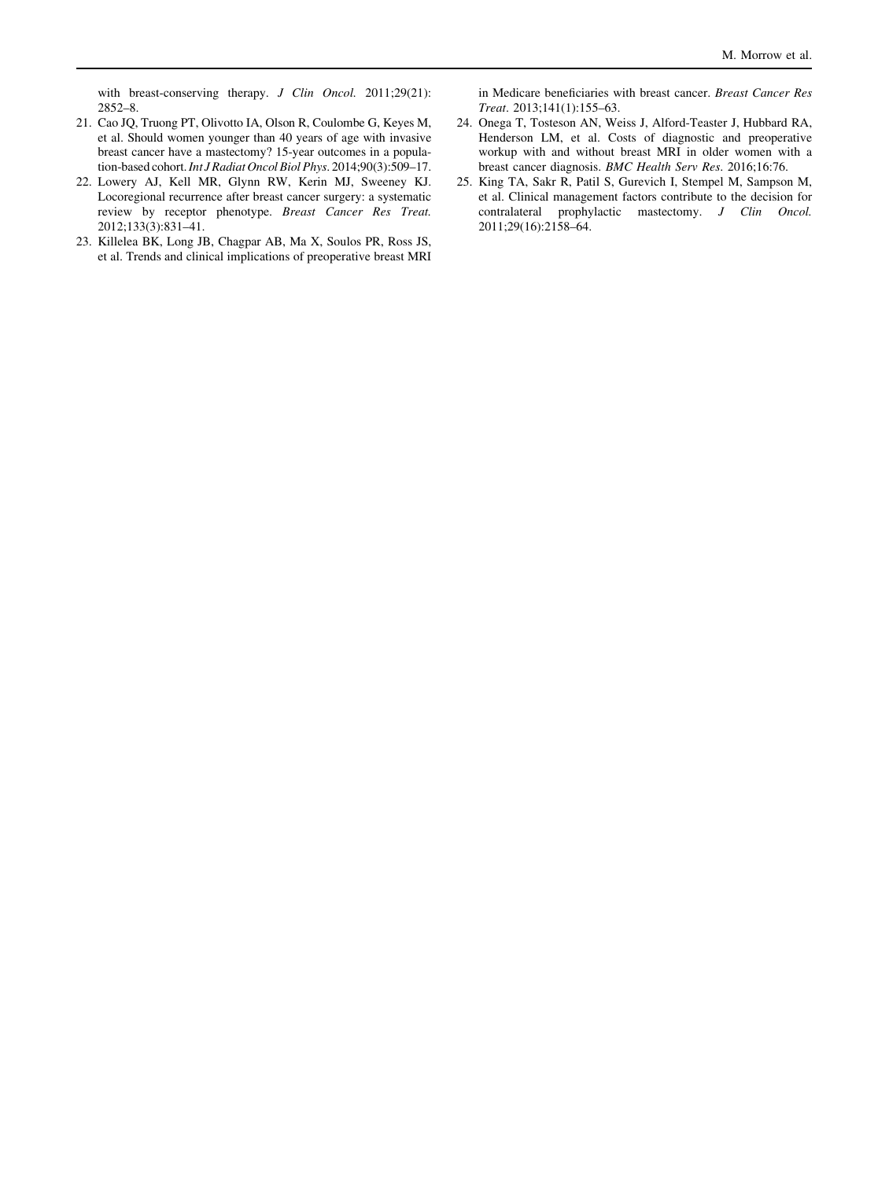with breast-conserving therapy. *J Clin Oncol.* 2011;29(21): 2852–8.

21. Cao JQ, Truong PT, Olivotto IA, Olson R, Coulombe G, Keyes M, et al. Should women younger than 40 years of age with invasive breast cancer have a mastectomy? 15-year outcomes in a population-based cohort. *Int J Radiat Oncol Biol Phys*. 2014;90(3):509–17.
22. Lowery AJ, Kell MR, Glynn RW, Kerin MJ, Sweeney KJ. Locoregional recurrence after breast cancer surgery: a systematic review by receptor phenotype. *Breast Cancer Res Treat.* 2012;133(3):831–41.
23. Killelea BK, Long JB, Chagpar AB, Ma X, Soulos PR, Ross JS, et al. Trends and clinical implications of preoperative breast MRI in Medicare beneficiaries with breast cancer. *Breast Cancer Res Treat*. 2013;141(1):155–63.
24. Onega T, Tosteson AN, Weiss J, Alford-Teaster J, Hubbard RA, Henderson LM, et al. Costs of diagnostic and preoperative workup with and without breast MRI in older women with a breast cancer diagnosis. *BMC Health Serv Res*. 2016;16:76.
25. King TA, Sakr R, Patil S, Gurevich I, Stempel M, Sampson M, et al. Clinical management factors contribute to the decision for contralateral prophylactic mastectomy. *J Clin Oncol.* 2011;29(16):2158–64.